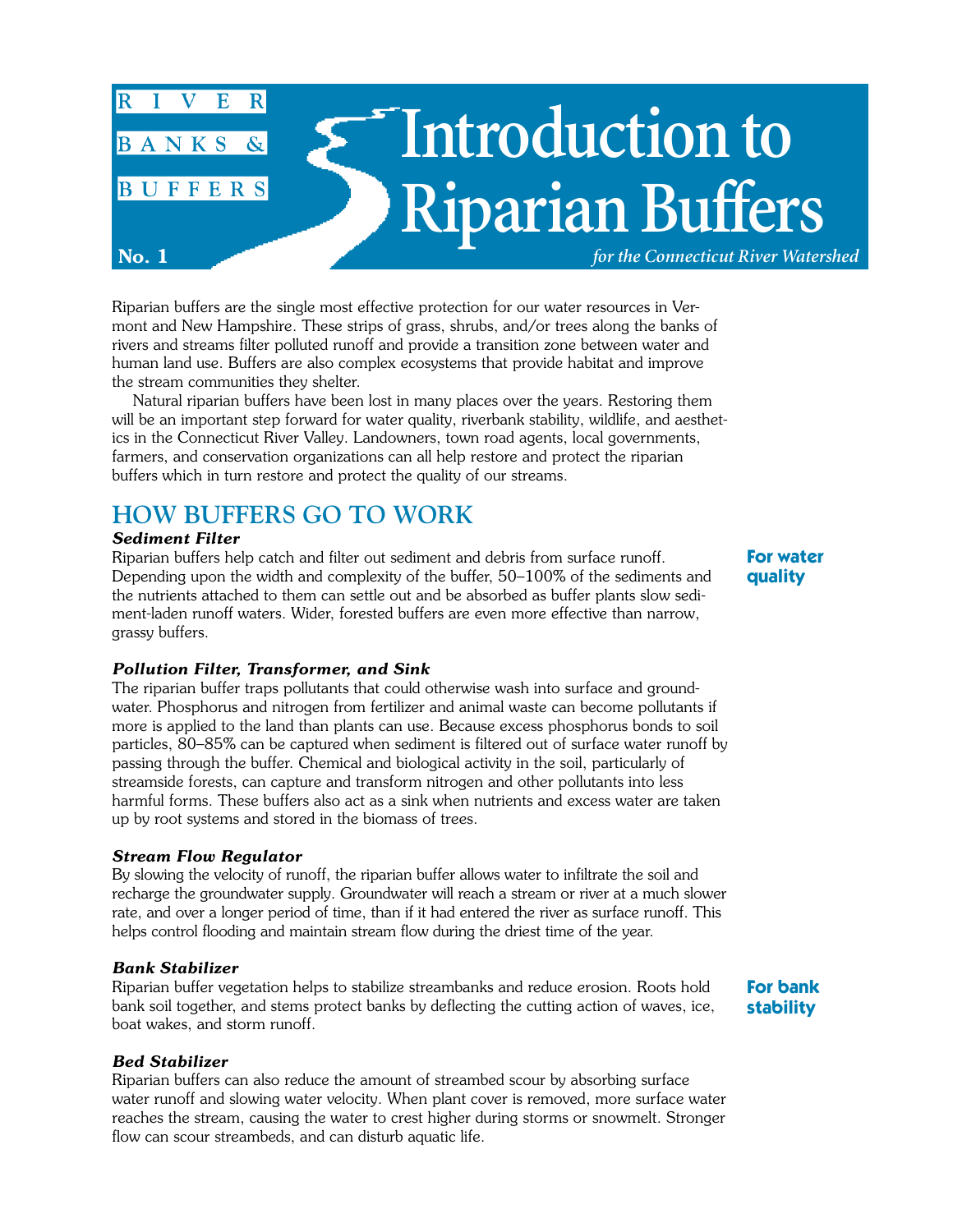RIVER BANKS & BUFFERS

No. 1

# Introduction to Riparian Buffers

*for the Connecticut River Watershed*

Riparian buffers are the single most effective protection for our water resources in Vermont and New Hampshire. These strips of grass, shrubs, and/or trees along the banks of rivers and streams filter polluted runoff and provide a transition zone between water and human land use. Buffers are also complex ecosystems that provide habitat and improve the stream communities they shelter.

Natural riparian buffers have been lost in many places over the years. Restoring them will be an important step forward for water quality, riverbank stability, wildlife, and aesthetics in the Connecticut River Valley. Landowners, town road agents, local governments, farmers, and conservation organizations can all help restore and protect the riparian buffers which in turn restore and protect the quality of our streams.

## HOW BUFFERS GO TO WORK

**For water quality**

***Sediment Filter***

Riparian buffers help catch and filter out sediment and debris from surface runoff. Depending upon the width and complexity of the buffer, 50–100% of the sediments and the nutrients attached to them can settle out and be absorbed as buffer plants slow sediment-laden runoff waters. Wider, forested buffers are even more effective than narrow, grassy buffers.

***Pollution Filter, Transformer, and Sink***

The riparian buffer traps pollutants that could otherwise wash into surface and groundwater. Phosphorus and nitrogen from fertilizer and animal waste can become pollutants if more is applied to the land than plants can use. Because excess phosphorus bonds to soil particles, 80–85% can be captured when sediment is filtered out of surface water runoff by passing through the buffer. Chemical and biological activity in the soil, particularly of streamside forests, can capture and transform nitrogen and other pollutants into less harmful forms. These buffers also act as a sink when nutrients and excess water are taken up by root systems and stored in the biomass of trees.

***Stream Flow Regulator***

By slowing the velocity of runoff, the riparian buffer allows water to infiltrate the soil and recharge the groundwater supply. Groundwater will reach a stream or river at a much slower rate, and over a longer period of time, than if it had entered the river as surface runoff. This helps control flooding and maintain stream flow during the driest time of the year.

**For bank stability**

***Bank Stabilizer***

Riparian buffer vegetation helps to stabilize streambanks and reduce erosion. Roots hold bank soil together, and stems protect banks by deflecting the cutting action of waves, ice, boat wakes, and storm runoff.

***Bed Stabilizer***

Riparian buffers can also reduce the amount of streambed scour by absorbing surface water runoff and slowing water velocity. When plant cover is removed, more surface water reaches the stream, causing the water to crest higher during storms or snowmelt. Stronger flow can scour streambeds, and can disturb aquatic life.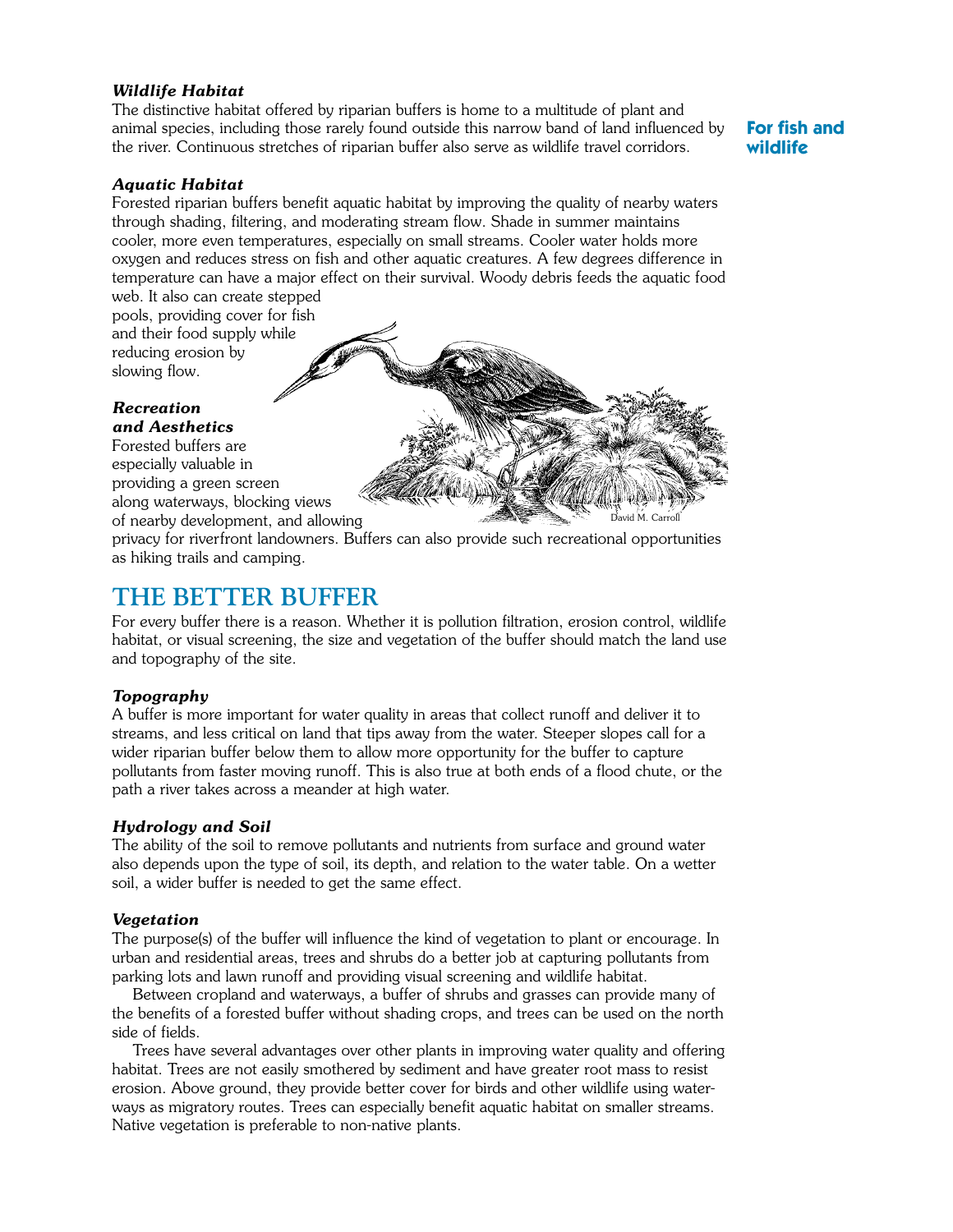***Wildlife Habitat***

The distinctive habitat offered by riparian buffers is home to a multitude of plant and animal species, including those rarely found outside this narrow band of land influenced by the river. Continuous stretches of riparian buffer also serve as wildlife travel corridors.

**For fish and wildlife**

***Aquatic Habitat***

Forested riparian buffers benefit aquatic habitat by improving the quality of nearby waters through shading, filtering, and moderating stream flow. Shade in summer maintains cooler, more even temperatures, especially on small streams. Cooler water holds more oxygen and reduces stress on fish and other aquatic creatures. A few degrees difference in temperature can have a major effect on their survival. Woody debris feeds the aquatic food web. It also can create stepped pools, providing cover for fish and their food supply while reducing erosion by slowing flow.

***Recreation and Aesthetics***

Forested buffers are especially valuable in providing a green screen along waterways, blocking views of nearby development, and allowing privacy for riverfront landowners. Buffers can also provide such recreational opportunities as hiking trails and camping.

David M. Carroll

## THE BETTER BUFFER

For every buffer there is a reason. Whether it is pollution filtration, erosion control, wildlife habitat, or visual screening, the size and vegetation of the buffer should match the land use and topography of the site.

***Topography***

A buffer is more important for water quality in areas that collect runoff and deliver it to streams, and less critical on land that tips away from the water. Steeper slopes call for a wider riparian buffer below them to allow more opportunity for the buffer to capture pollutants from faster moving runoff. This is also true at both ends of a flood chute, or the path a river takes across a meander at high water.

***Hydrology and Soil***

The ability of the soil to remove pollutants and nutrients from surface and ground water also depends upon the type of soil, its depth, and relation to the water table. On a wetter soil, a wider buffer is needed to get the same effect.

***Vegetation***

The purpose(s) of the buffer will influence the kind of vegetation to plant or encourage. In urban and residential areas, trees and shrubs do a better job at capturing pollutants from parking lots and lawn runoff and providing visual screening and wildlife habitat.

Between cropland and waterways, a buffer of shrubs and grasses can provide many of the benefits of a forested buffer without shading crops, and trees can be used on the north side of fields.

Trees have several advantages over other plants in improving water quality and offering habitat. Trees are not easily smothered by sediment and have greater root mass to resist erosion. Above ground, they provide better cover for birds and other wildlife using waterways as migratory routes. Trees can especially benefit aquatic habitat on smaller streams. Native vegetation is preferable to non-native plants.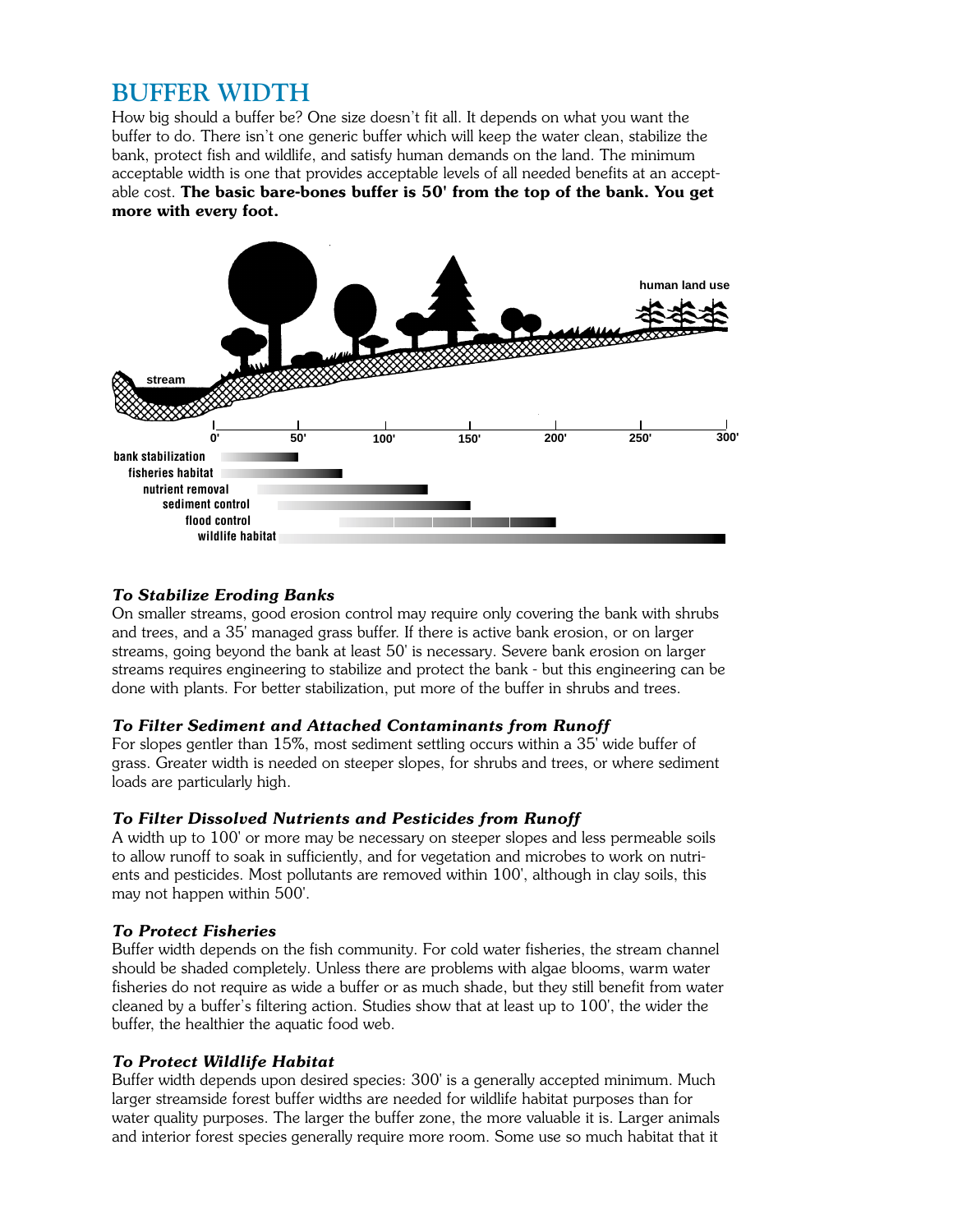# BUFFER WIDTH

How big should a buffer be? One size doesn't fit all. It depends on what you want the buffer to do. There isn't one generic buffer which will keep the water clean, stabilize the bank, protect fish and wildlife, and satisfy human demands on the land. The minimum acceptable width is one that provides acceptable levels of all needed benefits at an acceptable cost. **The basic bare-bones buffer is 50' from the top of the bank. You get more with every foot.**

### *To Stabilize Eroding Banks*

On smaller streams, good erosion control may require only covering the bank with shrubs and trees, and a 35' managed grass buffer. If there is active bank erosion, or on larger streams, going beyond the bank at least 50' is necessary. Severe bank erosion on larger streams requires engineering to stabilize and protect the bank - but this engineering can be done with plants. For better stabilization, put more of the buffer in shrubs and trees.

### *To Filter Sediment and Attached Contaminants from Runoff*

For slopes gentler than 15%, most sediment settling occurs within a 35' wide buffer of grass. Greater width is needed on steeper slopes, for shrubs and trees, or where sediment loads are particularly high.

### *To Filter Dissolved Nutrients and Pesticides from Runoff*

A width up to 100' or more may be necessary on steeper slopes and less permeable soils to allow runoff to soak in sufficiently, and for vegetation and microbes to work on nutrients and pesticides. Most pollutants are removed within 100', although in clay soils, this may not happen within 500'.

### *To Protect Fisheries*

Buffer width depends on the fish community. For cold water fisheries, the stream channel should be shaded completely. Unless there are problems with algae blooms, warm water fisheries do not require as wide a buffer or as much shade, but they still benefit from water cleaned by a buffer's filtering action. Studies show that at least up to 100', the wider the buffer, the healthier the aquatic food web.

### *To Protect Wildlife Habitat*

Buffer width depends upon desired species: 300' is a generally accepted minimum. Much larger streamside forest buffer widths are needed for wildlife habitat purposes than for water quality purposes. The larger the buffer zone, the more valuable it is. Larger animals and interior forest species generally require more room. Some use so much habitat that it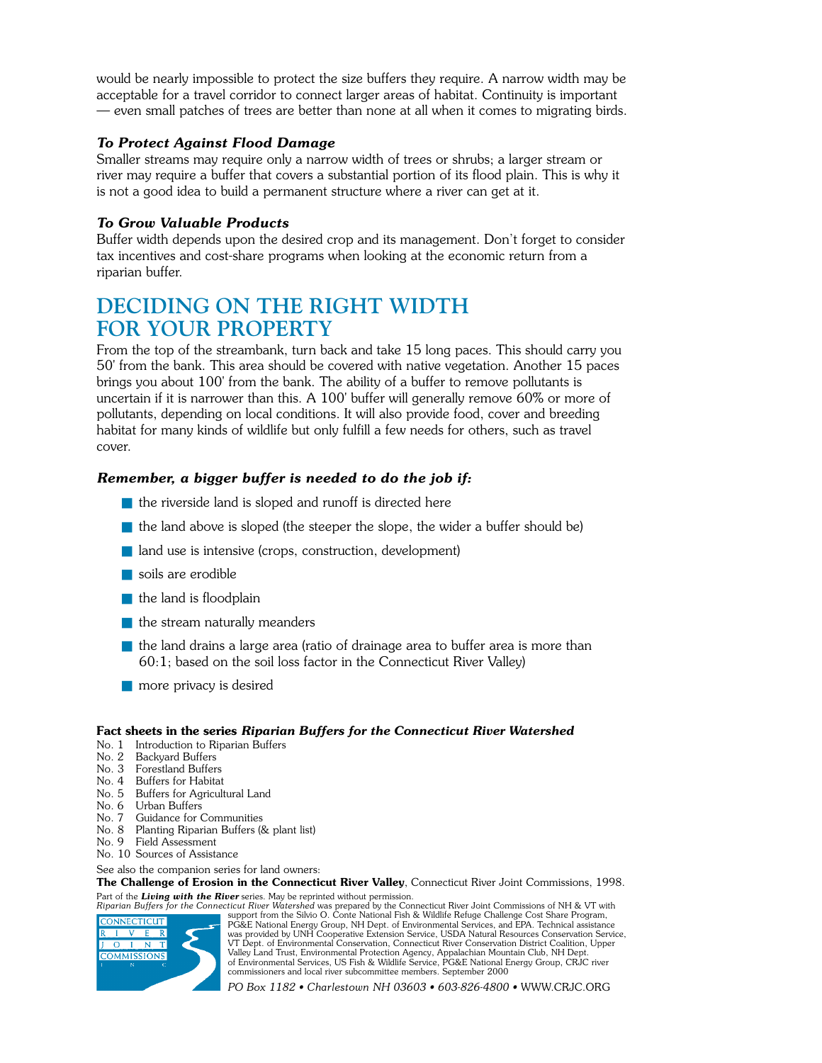would be nearly impossible to protect the size buffers they require. A narrow width may be acceptable for a travel corridor to connect larger areas of habitat. Continuity is important — even small patches of trees are better than none at all when it comes to migrating birds.

### *To Protect Against Flood Damage*

Smaller streams may require only a narrow width of trees or shrubs; a larger stream or river may require a buffer that covers a substantial portion of its flood plain. This is why it is not a good idea to build a permanent structure where a river can get at it.

### *To Grow Valuable Products*

Buffer width depends upon the desired crop and its management. Don't forget to consider tax incentives and cost-share programs when looking at the economic return from a riparian buffer.

## DECIDING ON THE RIGHT WIDTH FOR YOUR PROPERTY

From the top of the streambank, turn back and take 15 long paces. This should carry you 50' from the bank. This area should be covered with native vegetation. Another 15 paces brings you about 100' from the bank. The ability of a buffer to remove pollutants is uncertain if it is narrower than this. A 100' buffer will generally remove 60% or more of pollutants, depending on local conditions. It will also provide food, cover and breeding habitat for many kinds of wildlife but only fulfill a few needs for others, such as travel cover.

### *Remember, a bigger buffer is needed to do the job if:*

- the riverside land is sloped and runoff is directed here
- the land above is sloped (the steeper the slope, the wider a buffer should be)
- land use is intensive (crops, construction, development)
- soils are erodible
- the land is floodplain
- the stream naturally meanders
- the land drains a large area (ratio of drainage area to buffer area is more than 60:1; based on the soil loss factor in the Connecticut River Valley)
- more privacy is desired

**Fact sheets in the series *Riparian Buffers for the Connecticut River Watershed***

No. 1 Introduction to Riparian Buffers
No. 2 Backyard Buffers
No. 3 Forestland Buffers
No. 4 Buffers for Habitat
No. 5 Buffers for Agricultural Land
No. 6 Urban Buffers
No. 7 Guidance for Communities
No. 8 Planting Riparian Buffers (& plant list)
No. 9 Field Assessment
No. 10 Sources of Assistance

See also the companion series for land owners:
**The Challenge of Erosion in the Connecticut River Valley**, Connecticut River Joint Commissions, 1998.

Part of the ***Living with the River*** series. May be reprinted without permission.
*Riparian Buffers for the Connecticut River Watershed* was prepared by the Connecticut River Joint Commissions of NH & VT with support from the Silvio O. Conte National Fish & Wildlife Refuge Challenge Cost Share Program, PG&E National Energy Group, NH Dept. of Environmental Services, and EPA. Technical assistance was provided by UNH Cooperative Extension Service, USDA Natural Resources Conservation Service, VT Dept. of Environmental Conservation, Connecticut River Conservation District Coalition, Upper Valley Land Trust, Environmental Protection Agency, Appalachian Mountain Club, NH Dept. of Environmental Services, US Fish & Wildlife Service, PG&E National Energy Group, CRJC river commissioners and local river subcommittee members. September 2000

CONNECTICUT RIVER JOINT COMMISSIONS INC

*PO Box 1182 • Charlestown NH 03603 • 603-826-4800 •* WWW.CRJC.ORG